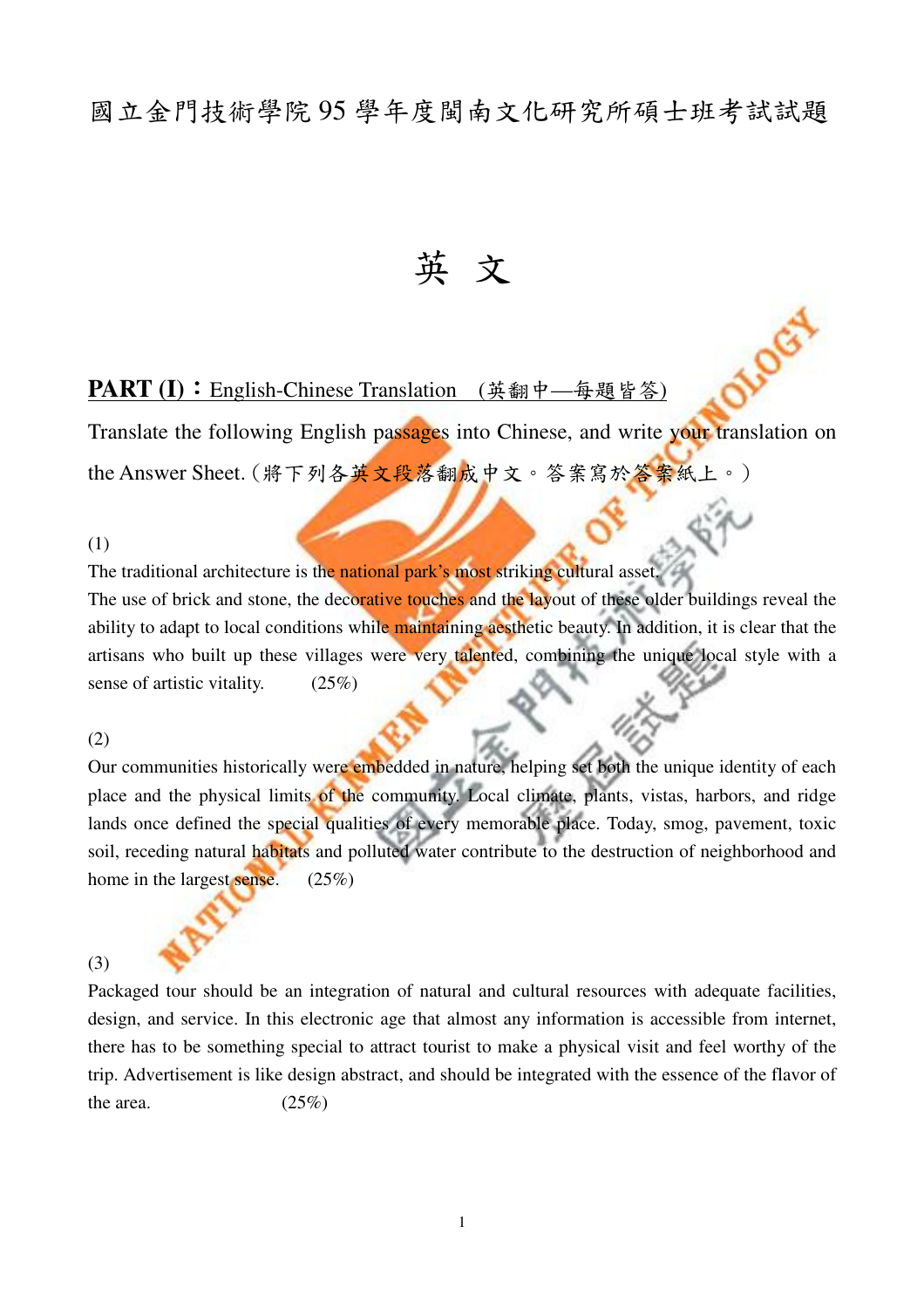# 國立金門技術學院 95 學年度閩南文化研究所碩士班考試試題

# 英 文

## PART (I)：English-Chinese Translation (英翻中—每題皆答)

Translate the following English passages into Chinese, and write your translation on the Answer Sheet.（將下列各英文段落翻成中文。答案寫於答案紙上。）

(1)

The traditional architecture is the national park's most striking cultural asset. The use of brick and stone, the decorative touches and the layout of these older buildings reveal the ability to adapt to local conditions while maintaining aesthetic beauty. In addition, it is clear that the artisans who built up these villages were very talented, combining the unique local style with a sense of artistic vitality. (25%)

(2)

Our communities historically were embedded in nature, helping set both the unique identity of each place and the physical limits of the community. Local climate, plants, vistas, harbors, and ridge lands once defined the special qualities of every memorable place. Today, smog, pavement, toxic soil, receding natural habitats and polluted water contribute to the destruction of neighborhood and home in the largest sense. (25%)

(3)

Packaged tour should be an integration of natural and cultural resources with adequate facilities, design, and service. In this electronic age that almost any information is accessible from internet, there has to be something special to attract tourist to make a physical visit and feel worthy of the trip. Advertisement is like design abstract, and should be integrated with the essence of the flavor of the area. (25%)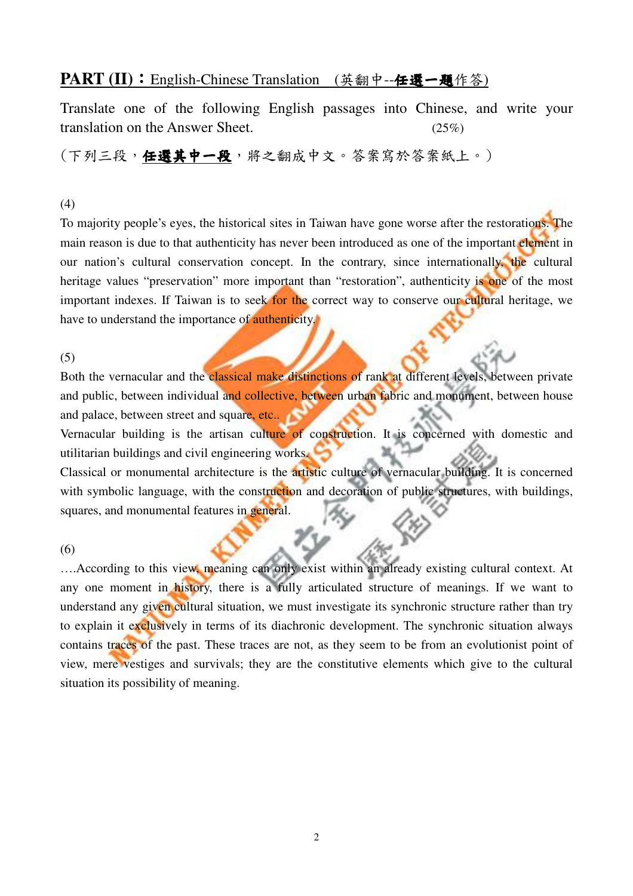## **PART (II)：**English-Chinese Translation (英翻中--**任選一題**作答)

Translate one of the following English passages into Chinese, and write your translation on the Answer Sheet. (25%)

(下列三段，**任選其中一段**，將之翻成中文。答案寫於答案紙上。)

(4)

To majority people's eyes, the historical sites in Taiwan have gone worse after the restorations. The main reason is due to that authenticity has never been introduced as one of the important element in our nation's cultural conservation concept. In the contrary, since internationally, the cultural heritage values "preservation" more important than "restoration", authenticity is one of the most important indexes. If Taiwan is to seek for the correct way to conserve our cultural heritage, we have to understand the importance of authenticity.

(5)

Both the vernacular and the classical make distinctions of rank at different levels, between private and public, between individual and collective, between urban fabric and monument, between house and palace, between street and square, etc..

Vernacular building is the artisan culture of construction. It is concerned with domestic and utilitarian buildings and civil engineering works.

Classical or monumental architecture is the artistic culture of vernacular building. It is concerned with symbolic language, with the construction and decoration of public structures, with buildings, squares, and monumental features in general.

(6)

….According to this view, meaning can only exist within an already existing cultural context. At any one moment in history, there is a fully articulated structure of meanings. If we want to understand any given cultural situation, we must investigate its synchronic structure rather than try to explain it exclusively in terms of its diachronic development. The synchronic situation always contains traces of the past. These traces are not, as they seem to be from an evolutionist point of view, mere vestiges and survivals; they are the constitutive elements which give to the cultural situation its possibility of meaning.